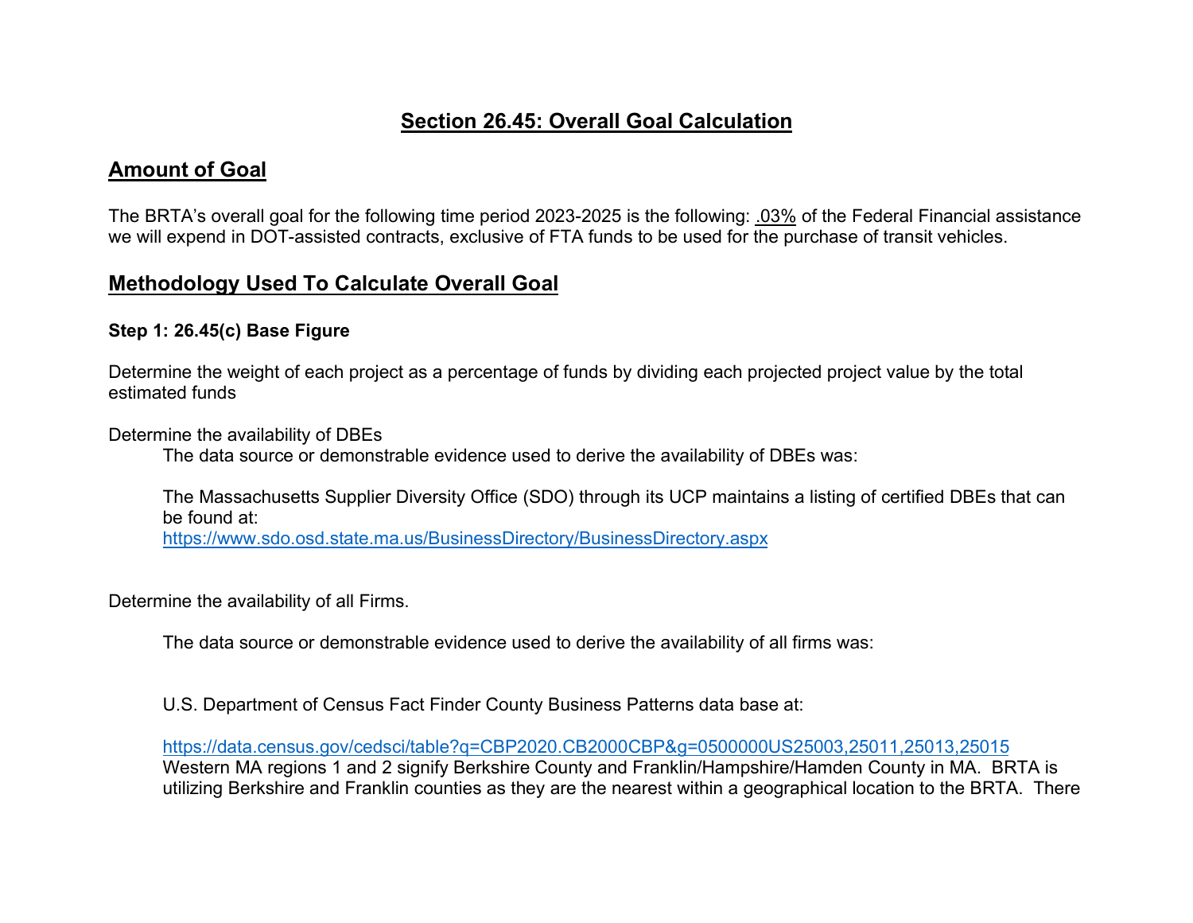# Section 26.45: Overall Goal Calculation

## Amount of Goal

The BRTA's overall goal for the following time period 2023-2025 is the following: .03% of the Federal Financial assistance we will expend in DOT-assisted contracts, exclusive of FTA funds to be used for the purchase of transit vehicles.

## Methodology Used To Calculate Overall Goal

**Step 1: 26.45(c) Base Figure**

Determine the weight of each project as a percentage of funds by dividing each projected project value by the total estimated funds

Determine the availability of DBEs

The data source or demonstrable evidence used to derive the availability of DBEs was:

The Massachusetts Supplier Diversity Office (SDO) through its UCP maintains a listing of certified DBEs that can be found at:
https://www.sdo.osd.state.ma.us/BusinessDirectory/BusinessDirectory.aspx

Determine the availability of all Firms.

The data source or demonstrable evidence used to derive the availability of all firms was:

U.S. Department of Census Fact Finder County Business Patterns data base at:

https://data.census.gov/cedsci/table?q=CBP2020.CB2000CBP&g=0500000US25003,25011,25013,25015
Western MA regions 1 and 2 signify Berkshire County and Franklin/Hampshire/Hamden County in MA. BRTA is utilizing Berkshire and Franklin counties as they are the nearest within a geographical location to the BRTA. There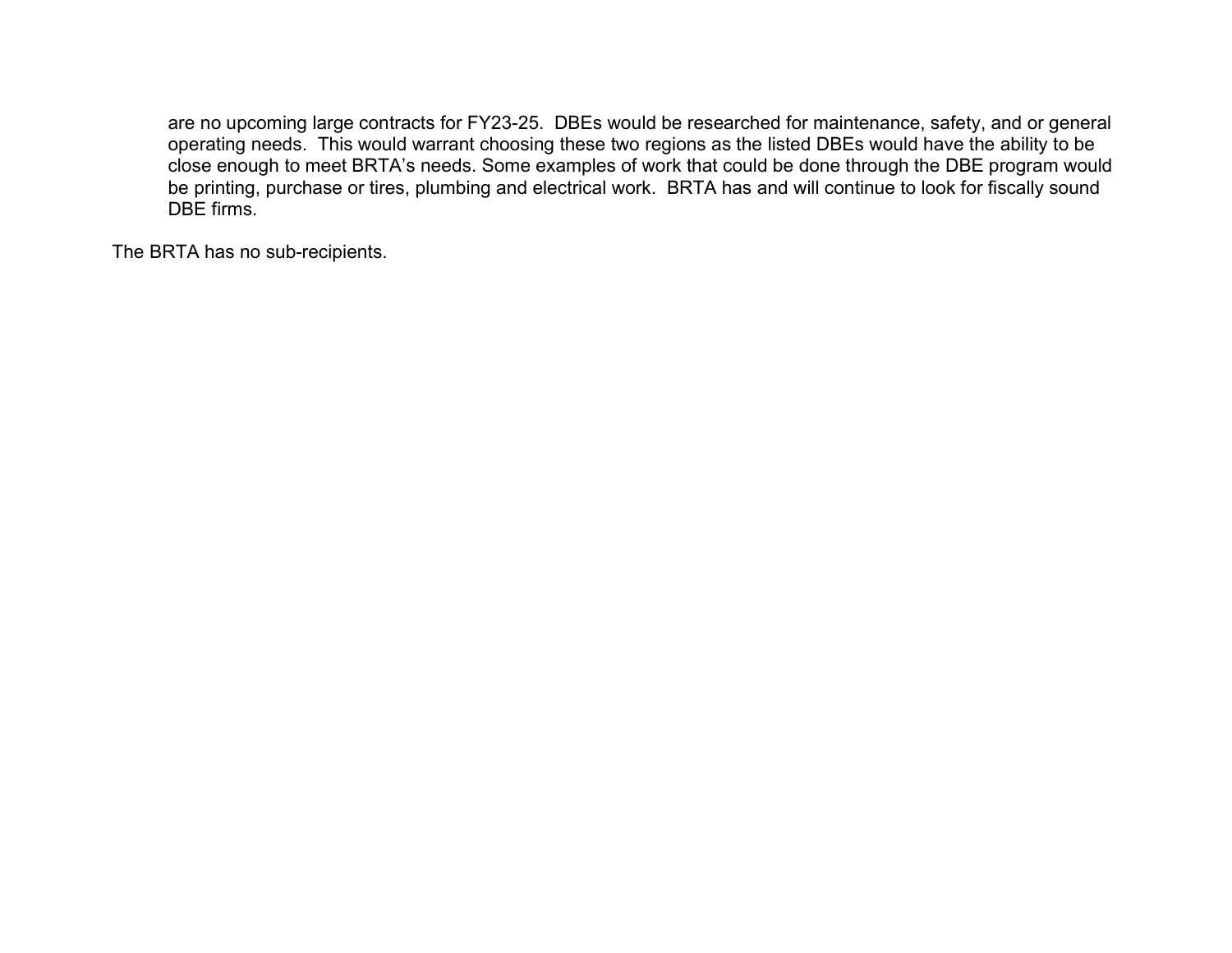are no upcoming large contracts for FY23-25. DBEs would be researched for maintenance, safety, and or general operating needs. This would warrant choosing these two regions as the listed DBEs would have the ability to be close enough to meet BRTA's needs. Some examples of work that could be done through the DBE program would be printing, purchase or tires, plumbing and electrical work. BRTA has and will continue to look for fiscally sound DBE firms.

The BRTA has no sub-recipients.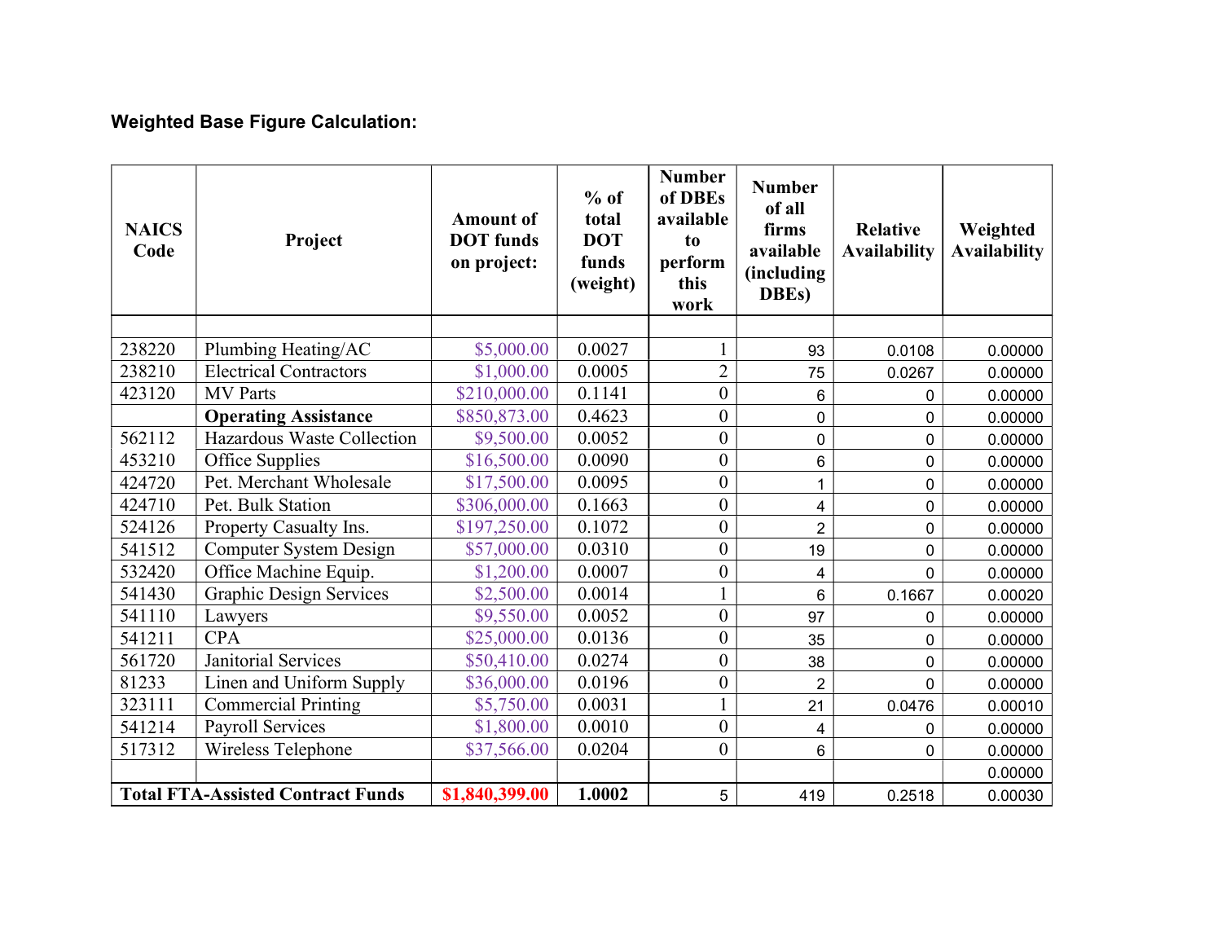**Weighted Base Figure Calculation:**

| NAICS Code | Project | Amount of DOT funds on project: | % of total DOT funds (weight) | Number of DBEs available to perform this work | Number of all firms available (including DBEs) | Relative Availability | Weighted Availability |
|---|---|---|---|---|---|---|---|
| | | | | | | | |
| 238220 | Plumbing Heating/AC | $5,000.00 | 0.0027 | 1 | 93 | 0.0108 | 0.00000 |
| 238210 | Electrical Contractors | $1,000.00 | 0.0005 | 2 | 75 | 0.0267 | 0.00000 |
| 423120 | MV Parts | $210,000.00 | 0.1141 | 0 | 6 | 0 | 0.00000 |
| | **Operating Assistance** | $850,873.00 | 0.4623 | 0 | 0 | 0 | 0.00000 |
| 562112 | Hazardous Waste Collection | $9,500.00 | 0.0052 | 0 | 0 | 0 | 0.00000 |
| 453210 | Office Supplies | $16,500.00 | 0.0090 | 0 | 6 | 0 | 0.00000 |
| 424720 | Pet. Merchant Wholesale | $17,500.00 | 0.0095 | 0 | 1 | 0 | 0.00000 |
| 424710 | Pet. Bulk Station | $306,000.00 | 0.1663 | 0 | 4 | 0 | 0.00000 |
| 524126 | Property Casualty Ins. | $197,250.00 | 0.1072 | 0 | 2 | 0 | 0.00000 |
| 541512 | Computer System Design | $57,000.00 | 0.0310 | 0 | 19 | 0 | 0.00000 |
| 532420 | Office Machine Equip. | $1,200.00 | 0.0007 | 0 | 4 | 0 | 0.00000 |
| 541430 | Graphic Design Services | $2,500.00 | 0.0014 | 1 | 6 | 0.1667 | 0.00020 |
| 541110 | Lawyers | $9,550.00 | 0.0052 | 0 | 97 | 0 | 0.00000 |
| 541211 | CPA | $25,000.00 | 0.0136 | 0 | 35 | 0 | 0.00000 |
| 561720 | Janitorial Services | $50,410.00 | 0.0274 | 0 | 38 | 0 | 0.00000 |
| 81233 | Linen and Uniform Supply | $36,000.00 | 0.0196 | 0 | 2 | 0 | 0.00000 |
| 323111 | Commercial Printing | $5,750.00 | 0.0031 | 1 | 21 | 0.0476 | 0.00010 |
| 541214 | Payroll Services | $1,800.00 | 0.0010 | 0 | 4 | 0 | 0.00000 |
| 517312 | Wireless Telephone | $37,566.00 | 0.0204 | 0 | 6 | 0 | 0.00000 |
| | | | | | | | 0.00000 |
| **Total FTA-Assisted Contract Funds** | | **$1,840,399.00** | **1.0002** | 5 | 419 | 0.2518 | 0.00030 |